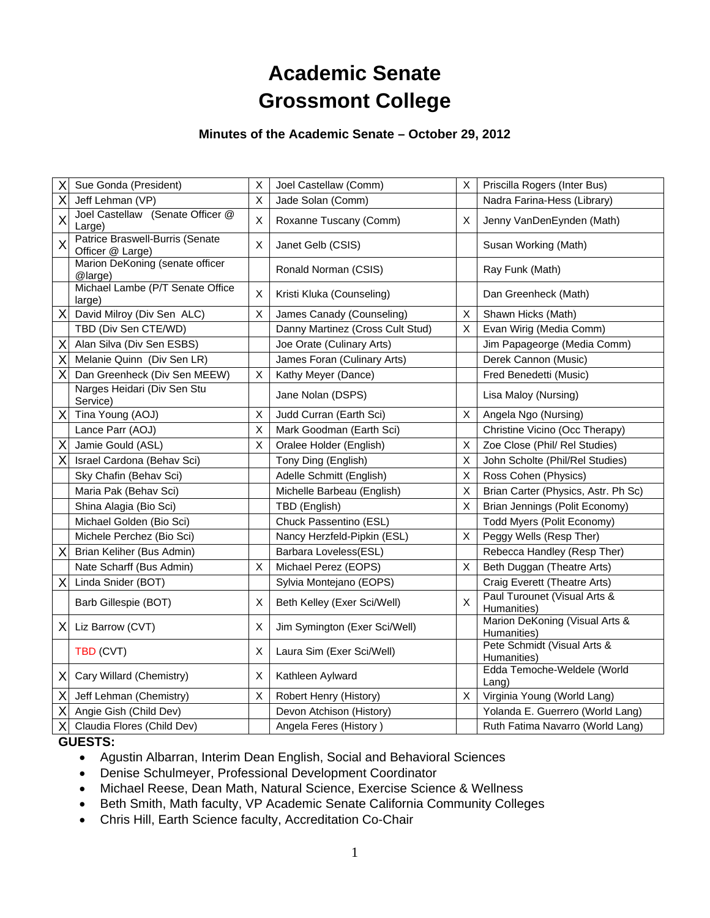# Academic Senate
# Grossmont College

### Minutes of the Academic Senate – October 29, 2012

| | | | | | |
|---|---|---|---|---|---|
| X | Sue Gonda (President) | X | Joel Castellaw (Comm) | X | Priscilla Rogers (Inter Bus) |
| X | Jeff Lehman (VP) | X | Jade Solan (Comm) | | Nadra Farina-Hess (Library) |
| X | Joel Castellaw (Senate Officer @ Large) | X | Roxanne Tuscany (Comm) | X | Jenny VanDenEynden (Math) |
| X | Patrice Braswell-Burris (Senate Officer @ Large) | X | Janet Gelb (CSIS) | | Susan Working (Math) |
| | Marion DeKoning (senate officer @large) | | Ronald Norman (CSIS) | | Ray Funk (Math) |
| | Michael Lambe (P/T Senate Office large) | X | Kristi Kluka (Counseling) | | Dan Greenheck (Math) |
| X | David Milroy (Div Sen ALC) | X | James Canady (Counseling) | X | Shawn Hicks (Math) |
| | TBD (Div Sen CTE/WD) | | Danny Martinez (Cross Cult Stud) | X | Evan Wirig (Media Comm) |
| X | Alan Silva (Div Sen ESBS) | | Joe Orate (Culinary Arts) | | Jim Papageorge (Media Comm) |
| X | Melanie Quinn (Div Sen LR) | | James Foran (Culinary Arts) | | Derek Cannon (Music) |
| X | Dan Greenheck (Div Sen MEEW) | X | Kathy Meyer (Dance) | | Fred Benedetti (Music) |
| | Narges Heidari (Div Sen Stu Service) | | Jane Nolan (DSPS) | | Lisa Maloy (Nursing) |
| X | Tina Young (AOJ) | X | Judd Curran (Earth Sci) | X | Angela Ngo (Nursing) |
| | Lance Parr (AOJ) | X | Mark Goodman (Earth Sci) | | Christine Vicino (Occ Therapy) |
| X | Jamie Gould (ASL) | X | Oralee Holder (English) | X | Zoe Close (Phil/ Rel Studies) |
| X | Israel Cardona (Behav Sci) | | Tony Ding (English) | X | John Scholte (Phil/Rel Studies) |
| | Sky Chafin (Behav Sci) | | Adelle Schmitt (English) | X | Ross Cohen (Physics) |
| | Maria Pak (Behav Sci) | | Michelle Barbeau (English) | X | Brian Carter (Physics, Astr. Ph Sc) |
| | Shina Alagia (Bio Sci) | | TBD (English) | X | Brian Jennings (Polit Economy) |
| | Michael Golden (Bio Sci) | | Chuck Passentino (ESL) | | Todd Myers (Polit Economy) |
| | Michele Perchez (Bio Sci) | | Nancy Herzfeld-Pipkin (ESL) | X | Peggy Wells (Resp Ther) |
| X | Brian Keliher (Bus Admin) | | Barbara Loveless(ESL) | | Rebecca Handley (Resp Ther) |
| | Nate Scharff (Bus Admin) | X | Michael Perez (EOPS) | X | Beth Duggan (Theatre Arts) |
| X | Linda Snider (BOT) | | Sylvia Montejano (EOPS) | | Craig Everett (Theatre Arts) |
| | Barb Gillespie (BOT) | X | Beth Kelley (Exer Sci/Well) | X | Paul Turounet (Visual Arts & Humanities) |
| X | Liz Barrow (CVT) | X | Jim Symington (Exer Sci/Well) | | Marion DeKoning (Visual Arts & Humanities) |
| | TBD (CVT) | X | Laura Sim (Exer Sci/Well) | | Pete Schmidt (Visual Arts & Humanities) |
| X | Cary Willard (Chemistry) | X | Kathleen Aylward | | Edda Temoche-Weldele (World Lang) |
| X | Jeff Lehman (Chemistry) | X | Robert Henry (History) | X | Virginia Young (World Lang) |
| X | Angie Gish (Child Dev) | | Devon Atchison (History) | | Yolanda E. Guerrero (World Lang) |
| X | Claudia Flores (Child Dev) | | Angela Feres (History ) | | Ruth Fatima Navarro (World Lang) |

**GUESTS:**

- Agustin Albarran, Interim Dean English, Social and Behavioral Sciences
- Denise Schulmeyer, Professional Development Coordinator
- Michael Reese, Dean Math, Natural Science, Exercise Science & Wellness
- Beth Smith, Math faculty, VP Academic Senate California Community Colleges
- Chris Hill, Earth Science faculty, Accreditation Co-Chair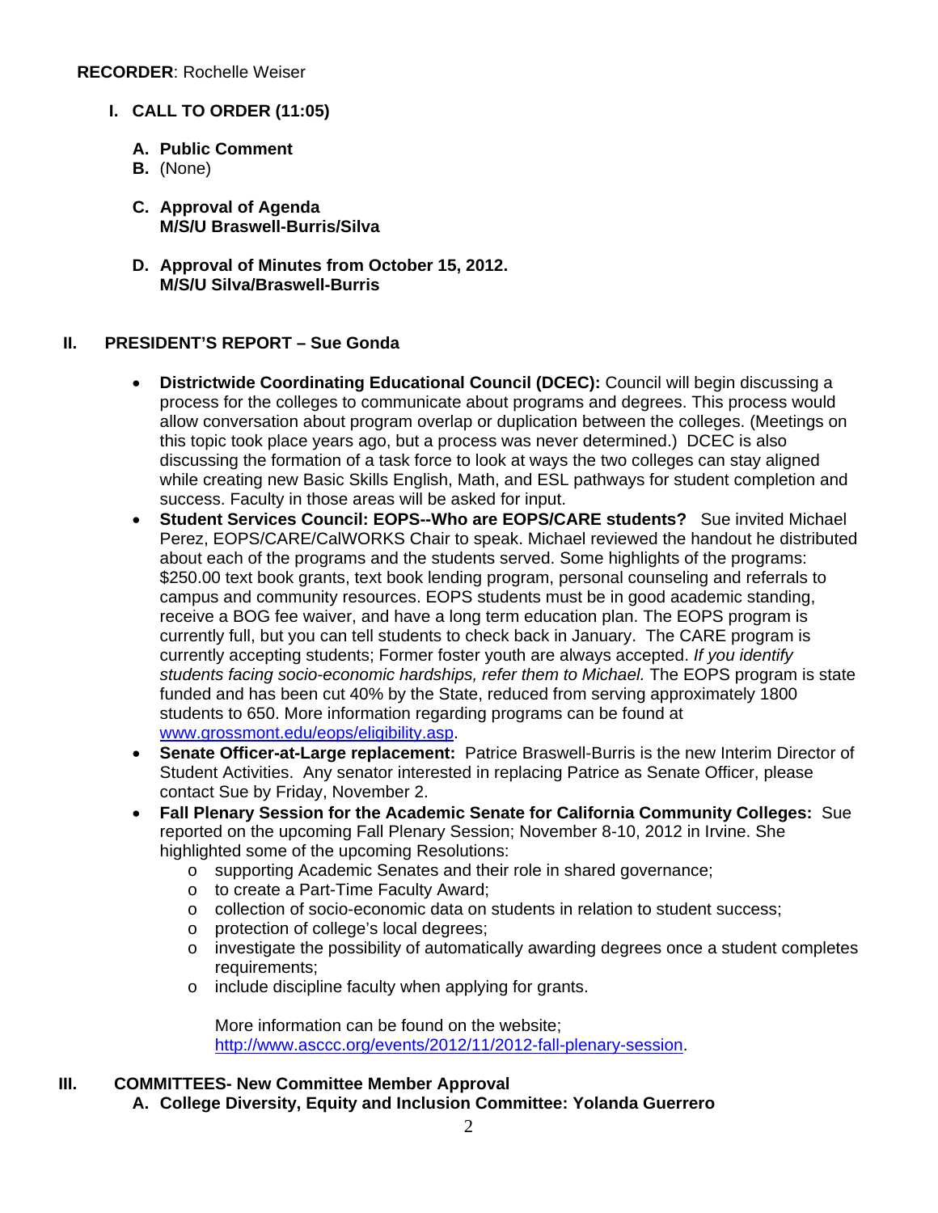**RECORDER**: Rochelle Weiser

## I. CALL TO ORDER (11:05)

**A. Public Comment**

**B.** (None)

**C. Approval of Agenda**
**M/S/U Braswell-Burris/Silva**

**D. Approval of Minutes from October 15, 2012.**
**M/S/U Silva/Braswell-Burris**

## II. PRESIDENT'S REPORT – Sue Gonda

- **Districtwide Coordinating Educational Council (DCEC):** Council will begin discussing a process for the colleges to communicate about programs and degrees. This process would allow conversation about program overlap or duplication between the colleges. (Meetings on this topic took place years ago, but a process was never determined.) DCEC is also discussing the formation of a task force to look at ways the two colleges can stay aligned while creating new Basic Skills English, Math, and ESL pathways for student completion and success. Faculty in those areas will be asked for input.
- **Student Services Council: EOPS--Who are EOPS/CARE students?** Sue invited Michael Perez, EOPS/CARE/CalWORKS Chair to speak. Michael reviewed the handout he distributed about each of the programs and the students served. Some highlights of the programs: $250.00 text book grants, text book lending program, personal counseling and referrals to campus and community resources. EOPS students must be in good academic standing, receive a BOG fee waiver, and have a long term education plan. The EOPS program is currently full, but you can tell students to check back in January. The CARE program is currently accepting students; Former foster youth are always accepted. *If you identify students facing socio-economic hardships, refer them to Michael.* The EOPS program is state funded and has been cut 40% by the State, reduced from serving approximately 1800 students to 650. More information regarding programs can be found at www.grossmont.edu/eops/eligibility.asp.
- **Senate Officer-at-Large replacement:** Patrice Braswell-Burris is the new Interim Director of Student Activities. Any senator interested in replacing Patrice as Senate Officer, please contact Sue by Friday, November 2.
- **Fall Plenary Session for the Academic Senate for California Community Colleges:** Sue reported on the upcoming Fall Plenary Session; November 8-10, 2012 in Irvine. She highlighted some of the upcoming Resolutions:
  - supporting Academic Senates and their role in shared governance;
  - to create a Part-Time Faculty Award;
  - collection of socio-economic data on students in relation to student success;
  - protection of college's local degrees;
  - investigate the possibility of automatically awarding degrees once a student completes requirements;
  - include discipline faculty when applying for grants.

  More information can be found on the website; http://www.asccc.org/events/2012/11/2012-fall-plenary-session.

## III. COMMITTEES- New Committee Member Approval

**A. College Diversity, Equity and Inclusion Committee: Yolanda Guerrero**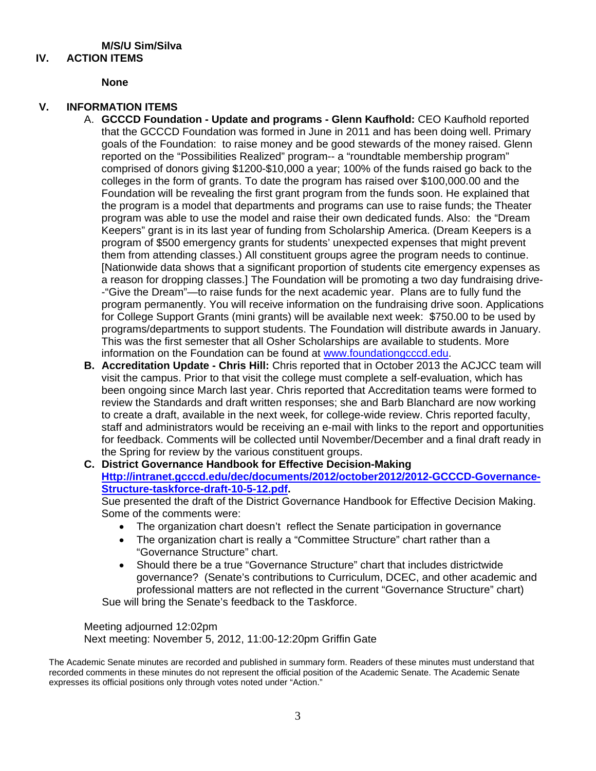**M/S/U Sim/Silva**

## IV. ACTION ITEMS

**None**

## V. INFORMATION ITEMS

A. **GCCCD Foundation - Update and programs - Glenn Kaufhold:** CEO Kaufhold reported that the GCCCD Foundation was formed in June in 2011 and has been doing well. Primary goals of the Foundation: to raise money and be good stewards of the money raised. Glenn reported on the "Possibilities Realized" program-- a "roundtable membership program" comprised of donors giving $1200-$10,000 a year; 100% of the funds raised go back to the colleges in the form of grants. To date the program has raised over $100,000.00 and the Foundation will be revealing the first grant program from the funds soon. He explained that the program is a model that departments and programs can use to raise funds; the Theater program was able to use the model and raise their own dedicated funds. Also: the "Dream Keepers" grant is in its last year of funding from Scholarship America. (Dream Keepers is a program of $500 emergency grants for students' unexpected expenses that might prevent them from attending classes.) All constituent groups agree the program needs to continue. [Nationwide data shows that a significant proportion of students cite emergency expenses as a reason for dropping classes.] The Foundation will be promoting a two day fundraising drive--"Give the Dream"—to raise funds for the next academic year. Plans are to fully fund the program permanently. You will receive information on the fundraising drive soon. Applications for College Support Grants (mini grants) will be available next week: $750.00 to be used by programs/departments to support students. The Foundation will distribute awards in January. This was the first semester that all Osher Scholarships are available to students. More information on the Foundation can be found at [www.foundationgcccd.edu](http://www.foundationgcccd.edu).

B. **Accreditation Update - Chris Hill:** Chris reported that in October 2013 the ACJCC team will visit the campus. Prior to that visit the college must complete a self-evaluation, which has been ongoing since March last year. Chris reported that Accreditation teams were formed to review the Standards and draft written responses; she and Barb Blanchard are now working to create a draft, available in the next week, for college-wide review. Chris reported faculty, staff and administrators would be receiving an e-mail with links to the report and opportunities for feedback. Comments will be collected until November/December and a final draft ready in the Spring for review by the various constituent groups.

C. **District Governance Handbook for Effective Decision-Making [Http://intranet.gcccd.edu/dec/documents/2012/october2012/2012-GCCCD-Governance-Structure-taskforce-draft-10-5-12.pdf](Http://intranet.gcccd.edu/dec/documents/2012/october2012/2012-GCCCD-Governance-Structure-taskforce-draft-10-5-12.pdf).**
Sue presented the draft of the District Governance Handbook for Effective Decision Making. Some of the comments were:
- The organization chart doesn't reflect the Senate participation in governance
- The organization chart is really a "Committee Structure" chart rather than a "Governance Structure" chart.
- Should there be a true "Governance Structure" chart that includes districtwide governance? (Senate's contributions to Curriculum, DCEC, and other academic and professional matters are not reflected in the current "Governance Structure" chart)

Sue will bring the Senate's feedback to the Taskforce.

Meeting adjourned 12:02pm
Next meeting: November 5, 2012, 11:00-12:20pm Griffin Gate

The Academic Senate minutes are recorded and published in summary form. Readers of these minutes must understand that recorded comments in these minutes do not represent the official position of the Academic Senate. The Academic Senate expresses its official positions only through votes noted under "Action."